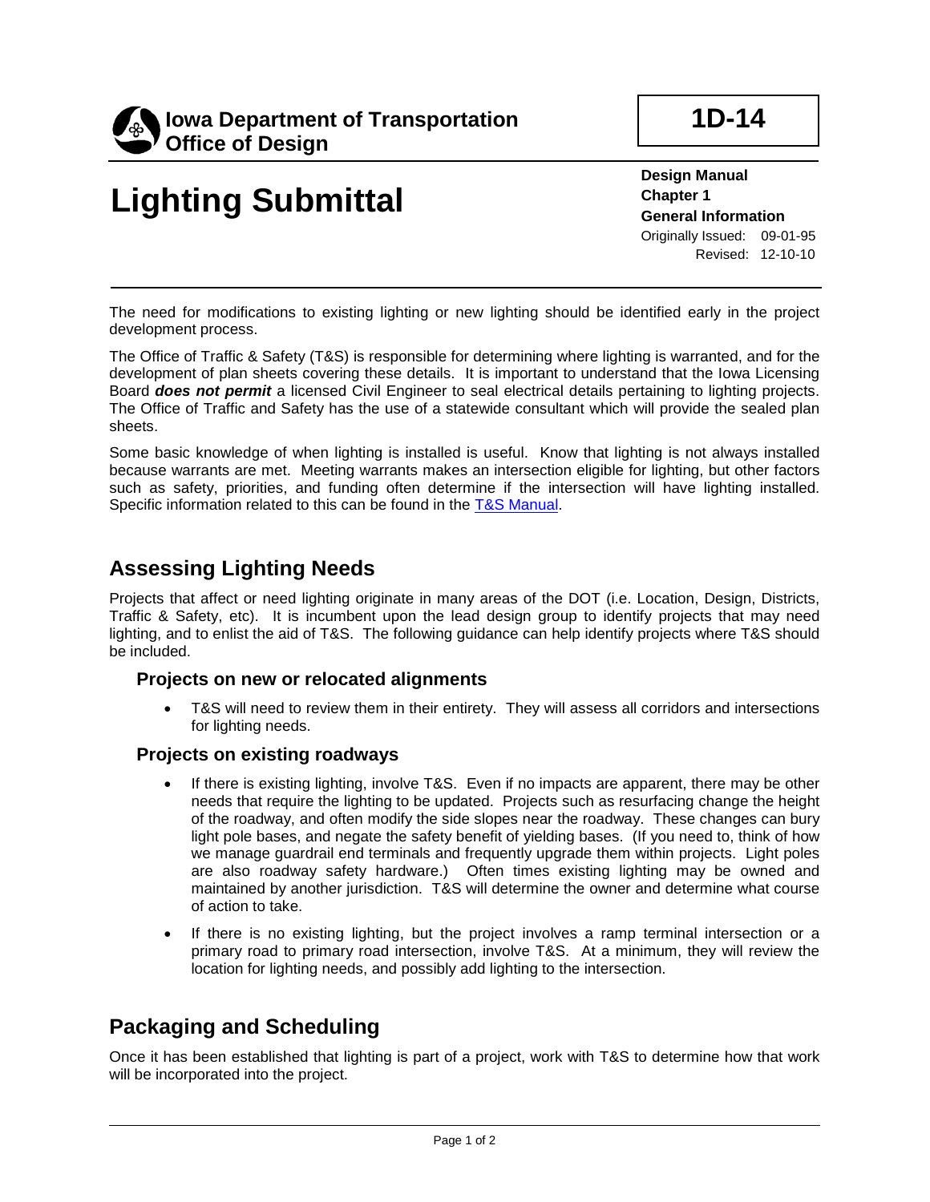**Iowa Department of Transportation**
**Office of Design**

**1D-14**

# Lighting Submittal

**Design Manual**
**Chapter 1**
**General Information**
Originally Issued: 09-01-95
Revised: 12-10-10

The need for modifications to existing lighting or new lighting should be identified early in the project development process.

The Office of Traffic & Safety (T&S) is responsible for determining where lighting is warranted, and for the development of plan sheets covering these details. It is important to understand that the Iowa Licensing Board ***does not permit*** a licensed Civil Engineer to seal electrical details pertaining to lighting projects. The Office of Traffic and Safety has the use of a statewide consultant which will provide the sealed plan sheets.

Some basic knowledge of when lighting is installed is useful. Know that lighting is not always installed because warrants are met. Meeting warrants makes an intersection eligible for lighting, but other factors such as safety, priorities, and funding often determine if the intersection will have lighting installed. Specific information related to this can be found in the T&S Manual.

## Assessing Lighting Needs

Projects that affect or need lighting originate in many areas of the DOT (i.e. Location, Design, Districts, Traffic & Safety, etc). It is incumbent upon the lead design group to identify projects that may need lighting, and to enlist the aid of T&S. The following guidance can help identify projects where T&S should be included.

### Projects on new or relocated alignments

- T&S will need to review them in their entirety. They will assess all corridors and intersections for lighting needs.

### Projects on existing roadways

- If there is existing lighting, involve T&S. Even if no impacts are apparent, there may be other needs that require the lighting to be updated. Projects such as resurfacing change the height of the roadway, and often modify the side slopes near the roadway. These changes can bury light pole bases, and negate the safety benefit of yielding bases. (If you need to, think of how we manage guardrail end terminals and frequently upgrade them within projects. Light poles are also roadway safety hardware.) Often times existing lighting may be owned and maintained by another jurisdiction. T&S will determine the owner and determine what course of action to take.
- If there is no existing lighting, but the project involves a ramp terminal intersection or a primary road to primary road intersection, involve T&S. At a minimum, they will review the location for lighting needs, and possibly add lighting to the intersection.

## Packaging and Scheduling

Once it has been established that lighting is part of a project, work with T&S to determine how that work will be incorporated into the project.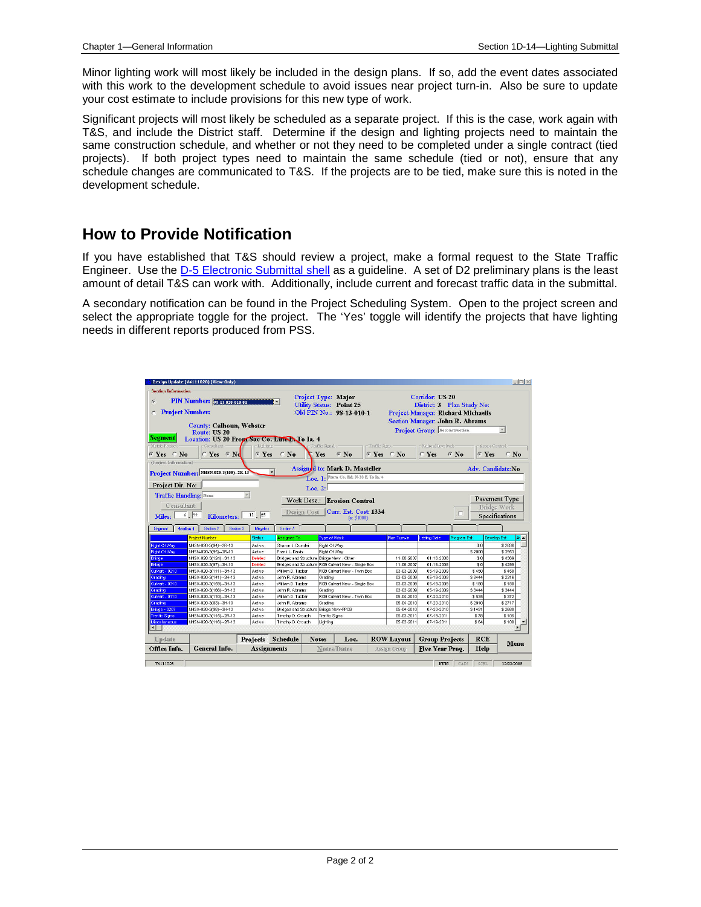Minor lighting work will most likely be included in the design plans. If so, add the event dates associated with this work to the development schedule to avoid issues near project turn-in. Also be sure to update your cost estimate to include provisions for this new type of work.

Significant projects will most likely be scheduled as a separate project. If this is the case, work again with T&S, and include the District staff. Determine if the design and lighting projects need to maintain the same construction schedule, and whether or not they need to be completed under a single contract (tied projects). If both project types need to maintain the same schedule (tied or not), ensure that any schedule changes are communicated to T&S. If the projects are to be tied, make sure this is noted in the development schedule.

## How to Provide Notification

If you have established that T&S should review a project, make a formal request to the State Traffic Engineer. Use the D-5 Electronic Submittal shell as a guideline. A set of D2 preliminary plans is the least amount of detail T&S can work with. Additionally, include current and forecast traffic data in the submittal.

A secondary notification can be found in the Project Scheduling System. Open to the project screen and select the appropriate toggle for the project. The 'Yes' toggle will identify the projects that have lighting needs in different reports produced from PSS.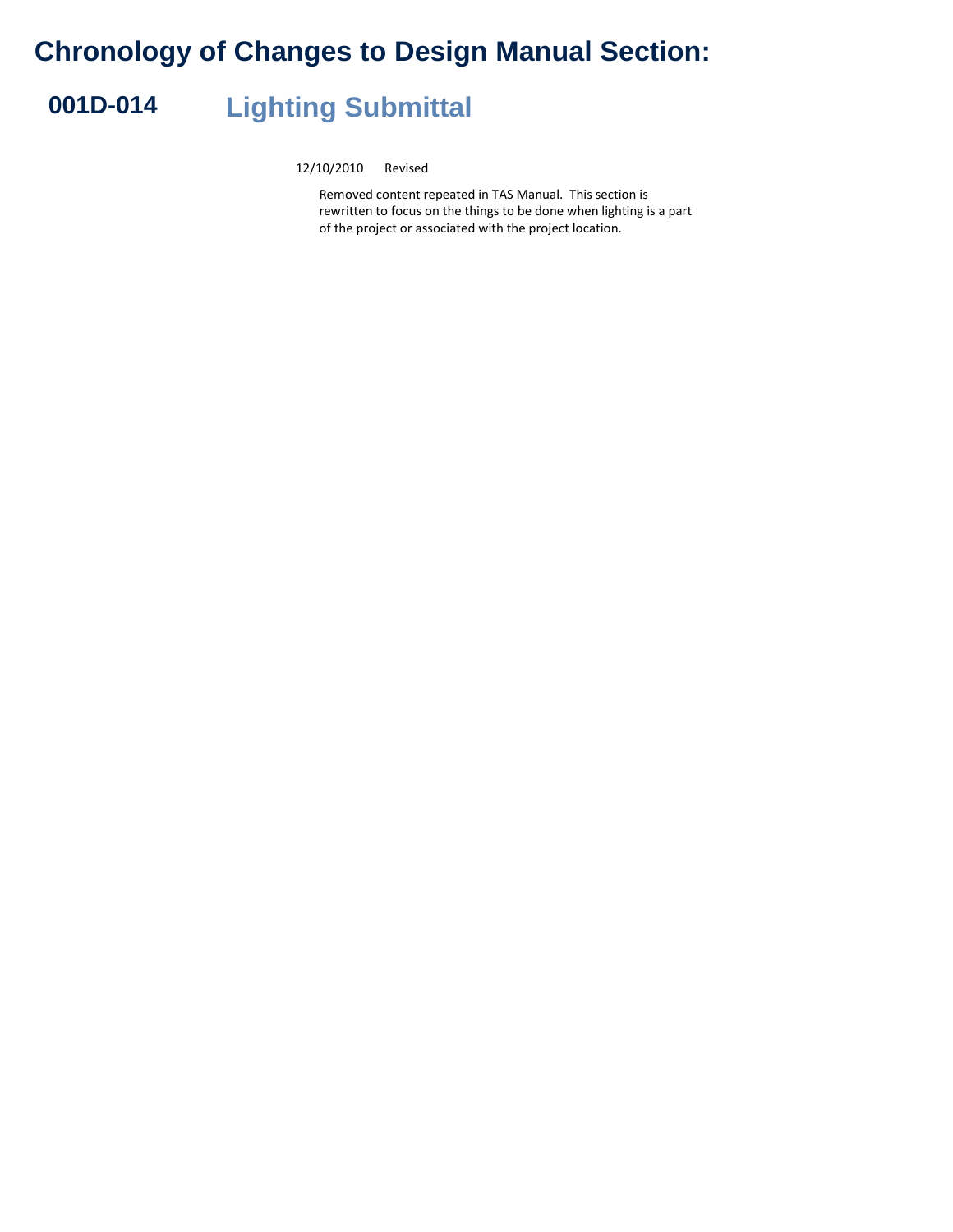# Chronology of Changes to Design Manual Section:

## 001D-014 Lighting Submittal

12/10/2010 Revised

Removed content repeated in TAS Manual. This section is rewritten to focus on the things to be done when lighting is a part of the project or associated with the project location.